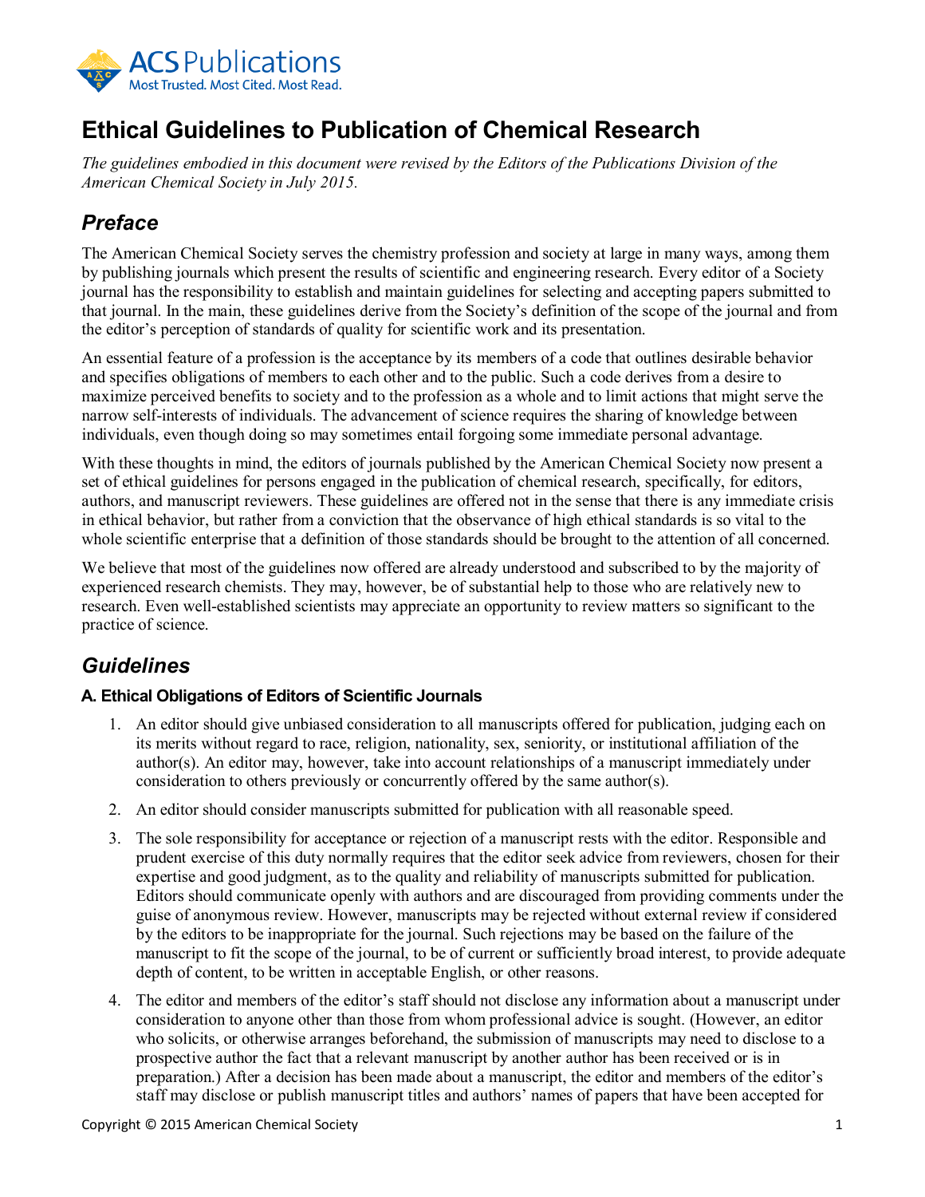# Ethical Guidelines to Publication of Chemical Research

*The guidelines embodied in this document were revised by the Editors of the Publications Division of the American Chemical Society in July 2015.*

## Preface

The American Chemical Society serves the chemistry profession and society at large in many ways, among them by publishing journals which present the results of scientific and engineering research. Every editor of a Society journal has the responsibility to establish and maintain guidelines for selecting and accepting papers submitted to that journal. In the main, these guidelines derive from the Society's definition of the scope of the journal and from the editor's perception of standards of quality for scientific work and its presentation.

An essential feature of a profession is the acceptance by its members of a code that outlines desirable behavior and specifies obligations of members to each other and to the public. Such a code derives from a desire to maximize perceived benefits to society and to the profession as a whole and to limit actions that might serve the narrow self-interests of individuals. The advancement of science requires the sharing of knowledge between individuals, even though doing so may sometimes entail forgoing some immediate personal advantage.

With these thoughts in mind, the editors of journals published by the American Chemical Society now present a set of ethical guidelines for persons engaged in the publication of chemical research, specifically, for editors, authors, and manuscript reviewers. These guidelines are offered not in the sense that there is any immediate crisis in ethical behavior, but rather from a conviction that the observance of high ethical standards is so vital to the whole scientific enterprise that a definition of those standards should be brought to the attention of all concerned.

We believe that most of the guidelines now offered are already understood and subscribed to by the majority of experienced research chemists. They may, however, be of substantial help to those who are relatively new to research. Even well-established scientists may appreciate an opportunity to review matters so significant to the practice of science.

## Guidelines

### A. Ethical Obligations of Editors of Scientific Journals

1. An editor should give unbiased consideration to all manuscripts offered for publication, judging each on its merits without regard to race, religion, nationality, sex, seniority, or institutional affiliation of the author(s). An editor may, however, take into account relationships of a manuscript immediately under consideration to others previously or concurrently offered by the same author(s).
2. An editor should consider manuscripts submitted for publication with all reasonable speed.
3. The sole responsibility for acceptance or rejection of a manuscript rests with the editor. Responsible and prudent exercise of this duty normally requires that the editor seek advice from reviewers, chosen for their expertise and good judgment, as to the quality and reliability of manuscripts submitted for publication. Editors should communicate openly with authors and are discouraged from providing comments under the guise of anonymous review. However, manuscripts may be rejected without external review if considered by the editors to be inappropriate for the journal. Such rejections may be based on the failure of the manuscript to fit the scope of the journal, to be of current or sufficiently broad interest, to provide adequate depth of content, to be written in acceptable English, or other reasons.
4. The editor and members of the editor's staff should not disclose any information about a manuscript under consideration to anyone other than those from whom professional advice is sought. (However, an editor who solicits, or otherwise arranges beforehand, the submission of manuscripts may need to disclose to a prospective author the fact that a relevant manuscript by another author has been received or is in preparation.) After a decision has been made about a manuscript, the editor and members of the editor's staff may disclose or publish manuscript titles and authors' names of papers that have been accepted for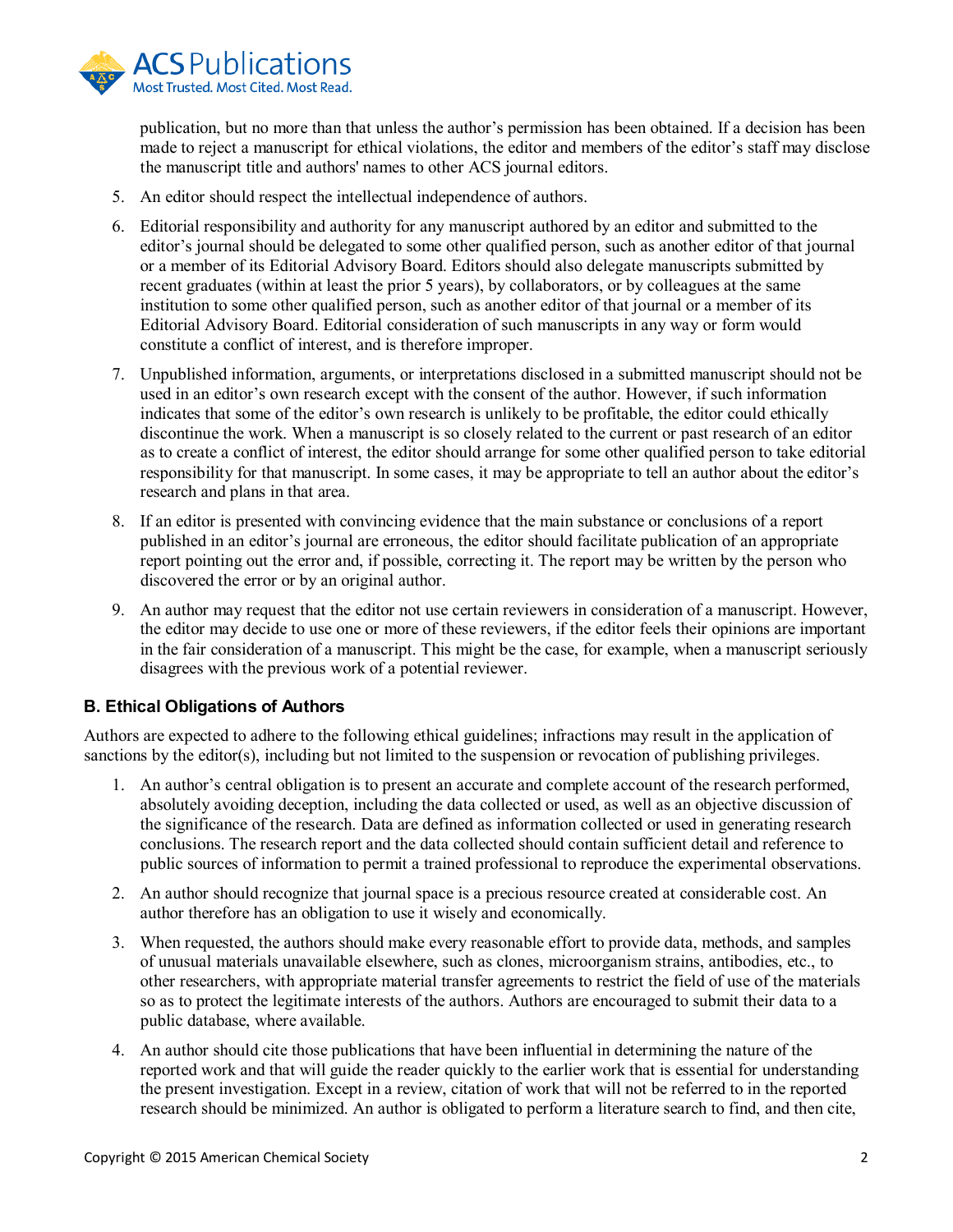publication, but no more than that unless the author's permission has been obtained. If a decision has been made to reject a manuscript for ethical violations, the editor and members of the editor's staff may disclose the manuscript title and authors' names to other ACS journal editors.

5. An editor should respect the intellectual independence of authors.

6. Editorial responsibility and authority for any manuscript authored by an editor and submitted to the editor's journal should be delegated to some other qualified person, such as another editor of that journal or a member of its Editorial Advisory Board. Editors should also delegate manuscripts submitted by recent graduates (within at least the prior 5 years), by collaborators, or by colleagues at the same institution to some other qualified person, such as another editor of that journal or a member of its Editorial Advisory Board. Editorial consideration of such manuscripts in any way or form would constitute a conflict of interest, and is therefore improper.

7. Unpublished information, arguments, or interpretations disclosed in a submitted manuscript should not be used in an editor's own research except with the consent of the author. However, if such information indicates that some of the editor's own research is unlikely to be profitable, the editor could ethically discontinue the work. When a manuscript is so closely related to the current or past research of an editor as to create a conflict of interest, the editor should arrange for some other qualified person to take editorial responsibility for that manuscript. In some cases, it may be appropriate to tell an author about the editor's research and plans in that area.

8. If an editor is presented with convincing evidence that the main substance or conclusions of a report published in an editor's journal are erroneous, the editor should facilitate publication of an appropriate report pointing out the error and, if possible, correcting it. The report may be written by the person who discovered the error or by an original author.

9. An author may request that the editor not use certain reviewers in consideration of a manuscript. However, the editor may decide to use one or more of these reviewers, if the editor feels their opinions are important in the fair consideration of a manuscript. This might be the case, for example, when a manuscript seriously disagrees with the previous work of a potential reviewer.

### B. Ethical Obligations of Authors

Authors are expected to adhere to the following ethical guidelines; infractions may result in the application of sanctions by the editor(s), including but not limited to the suspension or revocation of publishing privileges.

1. An author's central obligation is to present an accurate and complete account of the research performed, absolutely avoiding deception, including the data collected or used, as well as an objective discussion of the significance of the research. Data are defined as information collected or used in generating research conclusions. The research report and the data collected should contain sufficient detail and reference to public sources of information to permit a trained professional to reproduce the experimental observations.

2. An author should recognize that journal space is a precious resource created at considerable cost. An author therefore has an obligation to use it wisely and economically.

3. When requested, the authors should make every reasonable effort to provide data, methods, and samples of unusual materials unavailable elsewhere, such as clones, microorganism strains, antibodies, etc., to other researchers, with appropriate material transfer agreements to restrict the field of use of the materials so as to protect the legitimate interests of the authors. Authors are encouraged to submit their data to a public database, where available.

4. An author should cite those publications that have been influential in determining the nature of the reported work and that will guide the reader quickly to the earlier work that is essential for understanding the present investigation. Except in a review, citation of work that will not be referred to in the reported research should be minimized. An author is obligated to perform a literature search to find, and then cite,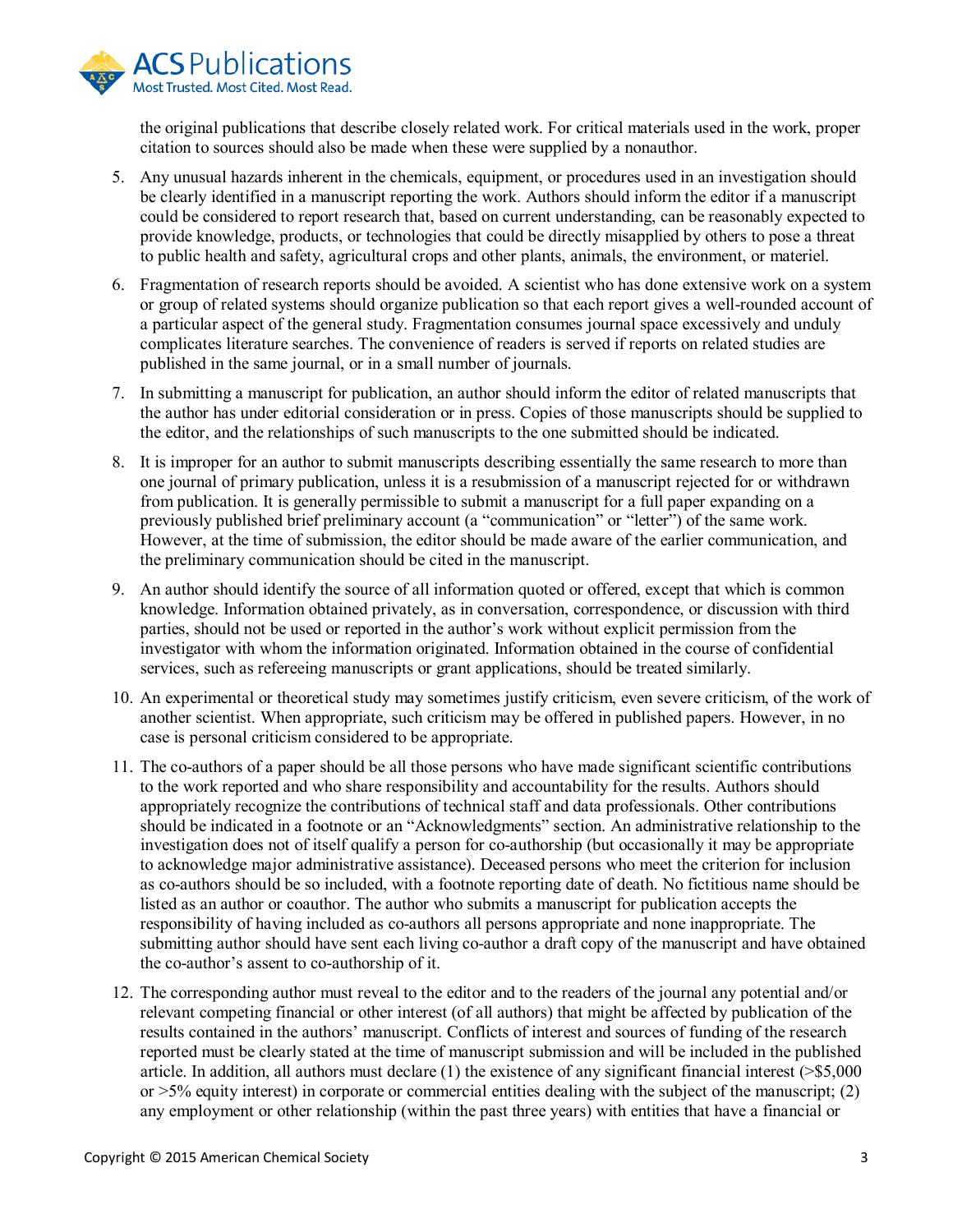the original publications that describe closely related work. For critical materials used in the work, proper citation to sources should also be made when these were supplied by a nonauthor.

5. Any unusual hazards inherent in the chemicals, equipment, or procedures used in an investigation should be clearly identified in a manuscript reporting the work. Authors should inform the editor if a manuscript could be considered to report research that, based on current understanding, can be reasonably expected to provide knowledge, products, or technologies that could be directly misapplied by others to pose a threat to public health and safety, agricultural crops and other plants, animals, the environment, or materiel.

6. Fragmentation of research reports should be avoided. A scientist who has done extensive work on a system or group of related systems should organize publication so that each report gives a well-rounded account of a particular aspect of the general study. Fragmentation consumes journal space excessively and unduly complicates literature searches. The convenience of readers is served if reports on related studies are published in the same journal, or in a small number of journals.

7. In submitting a manuscript for publication, an author should inform the editor of related manuscripts that the author has under editorial consideration or in press. Copies of those manuscripts should be supplied to the editor, and the relationships of such manuscripts to the one submitted should be indicated.

8. It is improper for an author to submit manuscripts describing essentially the same research to more than one journal of primary publication, unless it is a resubmission of a manuscript rejected for or withdrawn from publication. It is generally permissible to submit a manuscript for a full paper expanding on a previously published brief preliminary account (a "communication" or "letter") of the same work. However, at the time of submission, the editor should be made aware of the earlier communication, and the preliminary communication should be cited in the manuscript.

9. An author should identify the source of all information quoted or offered, except that which is common knowledge. Information obtained privately, as in conversation, correspondence, or discussion with third parties, should not be used or reported in the author's work without explicit permission from the investigator with whom the information originated. Information obtained in the course of confidential services, such as refereeing manuscripts or grant applications, should be treated similarly.

10. An experimental or theoretical study may sometimes justify criticism, even severe criticism, of the work of another scientist. When appropriate, such criticism may be offered in published papers. However, in no case is personal criticism considered to be appropriate.

11. The co-authors of a paper should be all those persons who have made significant scientific contributions to the work reported and who share responsibility and accountability for the results. Authors should appropriately recognize the contributions of technical staff and data professionals. Other contributions should be indicated in a footnote or an "Acknowledgments" section. An administrative relationship to the investigation does not of itself qualify a person for co-authorship (but occasionally it may be appropriate to acknowledge major administrative assistance). Deceased persons who meet the criterion for inclusion as co-authors should be so included, with a footnote reporting date of death. No fictitious name should be listed as an author or coauthor. The author who submits a manuscript for publication accepts the responsibility of having included as co-authors all persons appropriate and none inappropriate. The submitting author should have sent each living co-author a draft copy of the manuscript and have obtained the co-author's assent to co-authorship of it.

12. The corresponding author must reveal to the editor and to the readers of the journal any potential and/or relevant competing financial or other interest (of all authors) that might be affected by publication of the results contained in the authors' manuscript. Conflicts of interest and sources of funding of the research reported must be clearly stated at the time of manuscript submission and will be included in the published article. In addition, all authors must declare (1) the existence of any significant financial interest (>$5,000 or >5% equity interest) in corporate or commercial entities dealing with the subject of the manuscript; (2) any employment or other relationship (within the past three years) with entities that have a financial or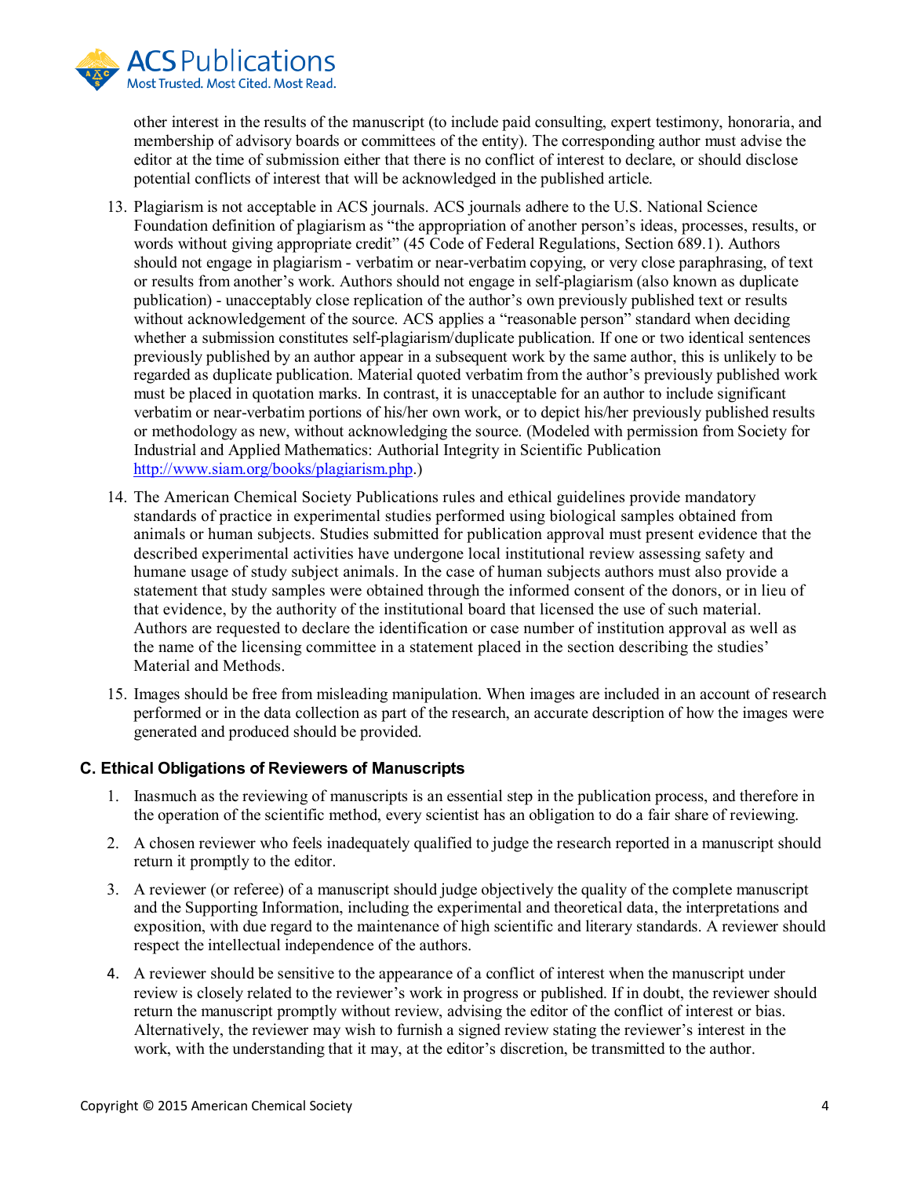other interest in the results of the manuscript (to include paid consulting, expert testimony, honoraria, and membership of advisory boards or committees of the entity). The corresponding author must advise the editor at the time of submission either that there is no conflict of interest to declare, or should disclose potential conflicts of interest that will be acknowledged in the published article.

13. Plagiarism is not acceptable in ACS journals. ACS journals adhere to the U.S. National Science Foundation definition of plagiarism as "the appropriation of another person's ideas, processes, results, or words without giving appropriate credit" (45 Code of Federal Regulations, Section 689.1). Authors should not engage in plagiarism - verbatim or near-verbatim copying, or very close paraphrasing, of text or results from another's work. Authors should not engage in self-plagiarism (also known as duplicate publication) - unacceptably close replication of the author's own previously published text or results without acknowledgement of the source. ACS applies a "reasonable person" standard when deciding whether a submission constitutes self-plagiarism/duplicate publication. If one or two identical sentences previously published by an author appear in a subsequent work by the same author, this is unlikely to be regarded as duplicate publication. Material quoted verbatim from the author's previously published work must be placed in quotation marks. In contrast, it is unacceptable for an author to include significant verbatim or near-verbatim portions of his/her own work, or to depict his/her previously published results or methodology as new, without acknowledging the source. (Modeled with permission from Society for Industrial and Applied Mathematics: Authorial Integrity in Scientific Publication http://www.siam.org/books/plagiarism.php.)

14. The American Chemical Society Publications rules and ethical guidelines provide mandatory standards of practice in experimental studies performed using biological samples obtained from animals or human subjects. Studies submitted for publication approval must present evidence that the described experimental activities have undergone local institutional review assessing safety and humane usage of study subject animals. In the case of human subjects authors must also provide a statement that study samples were obtained through the informed consent of the donors, or in lieu of that evidence, by the authority of the institutional board that licensed the use of such material. Authors are requested to declare the identification or case number of institution approval as well as the name of the licensing committee in a statement placed in the section describing the studies' Material and Methods.

15. Images should be free from misleading manipulation. When images are included in an account of research performed or in the data collection as part of the research, an accurate description of how the images were generated and produced should be provided.

## C. Ethical Obligations of Reviewers of Manuscripts

1. Inasmuch as the reviewing of manuscripts is an essential step in the publication process, and therefore in the operation of the scientific method, every scientist has an obligation to do a fair share of reviewing.

2. A chosen reviewer who feels inadequately qualified to judge the research reported in a manuscript should return it promptly to the editor.

3. A reviewer (or referee) of a manuscript should judge objectively the quality of the complete manuscript and the Supporting Information, including the experimental and theoretical data, the interpretations and exposition, with due regard to the maintenance of high scientific and literary standards. A reviewer should respect the intellectual independence of the authors.

4. A reviewer should be sensitive to the appearance of a conflict of interest when the manuscript under review is closely related to the reviewer's work in progress or published. If in doubt, the reviewer should return the manuscript promptly without review, advising the editor of the conflict of interest or bias. Alternatively, the reviewer may wish to furnish a signed review stating the reviewer's interest in the work, with the understanding that it may, at the editor's discretion, be transmitted to the author.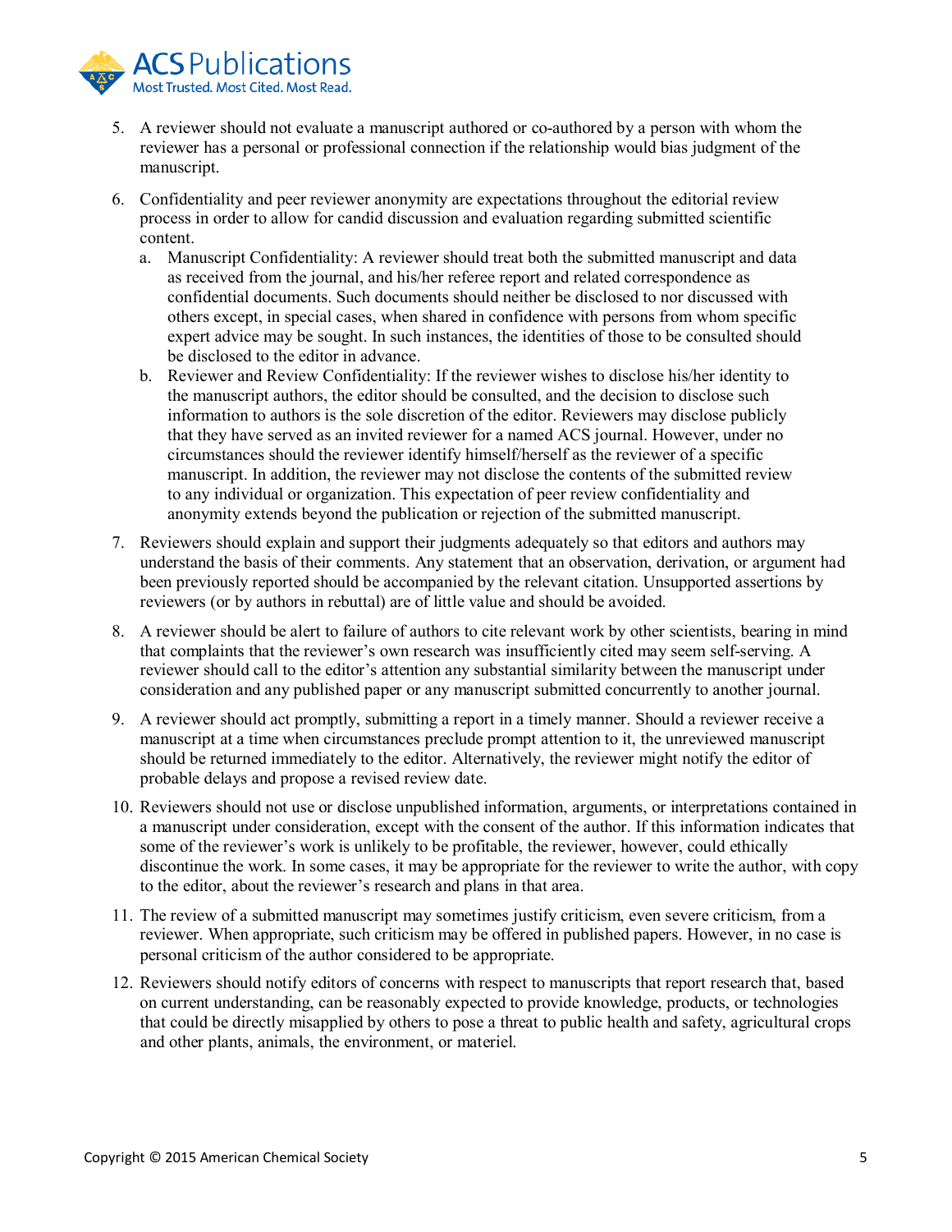5. A reviewer should not evaluate a manuscript authored or co-authored by a person with whom the reviewer has a personal or professional connection if the relationship would bias judgment of the manuscript.

6. Confidentiality and peer reviewer anonymity are expectations throughout the editorial review process in order to allow for candid discussion and evaluation regarding submitted scientific content.
   a. Manuscript Confidentiality: A reviewer should treat both the submitted manuscript and data as received from the journal, and his/her referee report and related correspondence as confidential documents. Such documents should neither be disclosed to nor discussed with others except, in special cases, when shared in confidence with persons from whom specific expert advice may be sought. In such instances, the identities of those to be consulted should be disclosed to the editor in advance.
   b. Reviewer and Review Confidentiality: If the reviewer wishes to disclose his/her identity to the manuscript authors, the editor should be consulted, and the decision to disclose such information to authors is the sole discretion of the editor. Reviewers may disclose publicly that they have served as an invited reviewer for a named ACS journal. However, under no circumstances should the reviewer identify himself/herself as the reviewer of a specific manuscript. In addition, the reviewer may not disclose the contents of the submitted review to any individual or organization. This expectation of peer review confidentiality and anonymity extends beyond the publication or rejection of the submitted manuscript.

7. Reviewers should explain and support their judgments adequately so that editors and authors may understand the basis of their comments. Any statement that an observation, derivation, or argument had been previously reported should be accompanied by the relevant citation. Unsupported assertions by reviewers (or by authors in rebuttal) are of little value and should be avoided.

8. A reviewer should be alert to failure of authors to cite relevant work by other scientists, bearing in mind that complaints that the reviewer's own research was insufficiently cited may seem self-serving. A reviewer should call to the editor's attention any substantial similarity between the manuscript under consideration and any published paper or any manuscript submitted concurrently to another journal.

9. A reviewer should act promptly, submitting a report in a timely manner. Should a reviewer receive a manuscript at a time when circumstances preclude prompt attention to it, the unreviewed manuscript should be returned immediately to the editor. Alternatively, the reviewer might notify the editor of probable delays and propose a revised review date.

10. Reviewers should not use or disclose unpublished information, arguments, or interpretations contained in a manuscript under consideration, except with the consent of the author. If this information indicates that some of the reviewer's work is unlikely to be profitable, the reviewer, however, could ethically discontinue the work. In some cases, it may be appropriate for the reviewer to write the author, with copy to the editor, about the reviewer's research and plans in that area.

11. The review of a submitted manuscript may sometimes justify criticism, even severe criticism, from a reviewer. When appropriate, such criticism may be offered in published papers. However, in no case is personal criticism of the author considered to be appropriate.

12. Reviewers should notify editors of concerns with respect to manuscripts that report research that, based on current understanding, can be reasonably expected to provide knowledge, products, or technologies that could be directly misapplied by others to pose a threat to public health and safety, agricultural crops and other plants, animals, the environment, or materiel.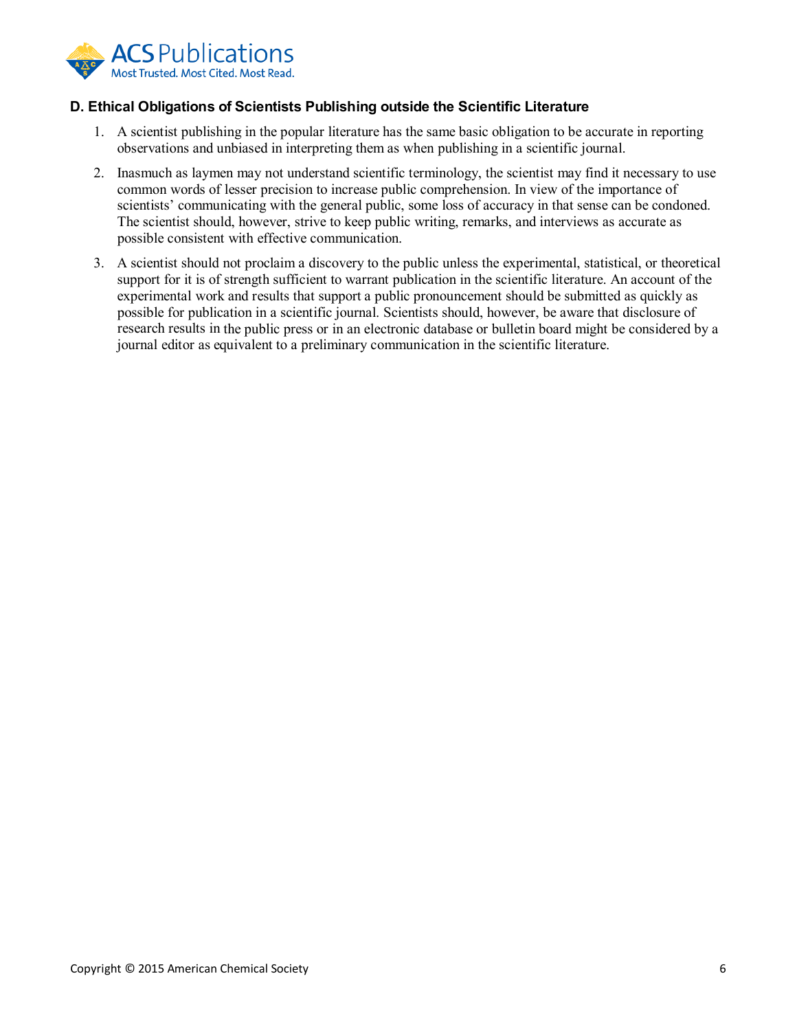### D. Ethical Obligations of Scientists Publishing outside the Scientific Literature

1. A scientist publishing in the popular literature has the same basic obligation to be accurate in reporting observations and unbiased in interpreting them as when publishing in a scientific journal.
2. Inasmuch as laymen may not understand scientific terminology, the scientist may find it necessary to use common words of lesser precision to increase public comprehension. In view of the importance of scientists' communicating with the general public, some loss of accuracy in that sense can be condoned. The scientist should, however, strive to keep public writing, remarks, and interviews as accurate as possible consistent with effective communication.
3. A scientist should not proclaim a discovery to the public unless the experimental, statistical, or theoretical support for it is of strength sufficient to warrant publication in the scientific literature. An account of the experimental work and results that support a public pronouncement should be submitted as quickly as possible for publication in a scientific journal. Scientists should, however, be aware that disclosure of research results in the public press or in an electronic database or bulletin board might be considered by a journal editor as equivalent to a preliminary communication in the scientific literature.

Copyright © 2015 American Chemical Society